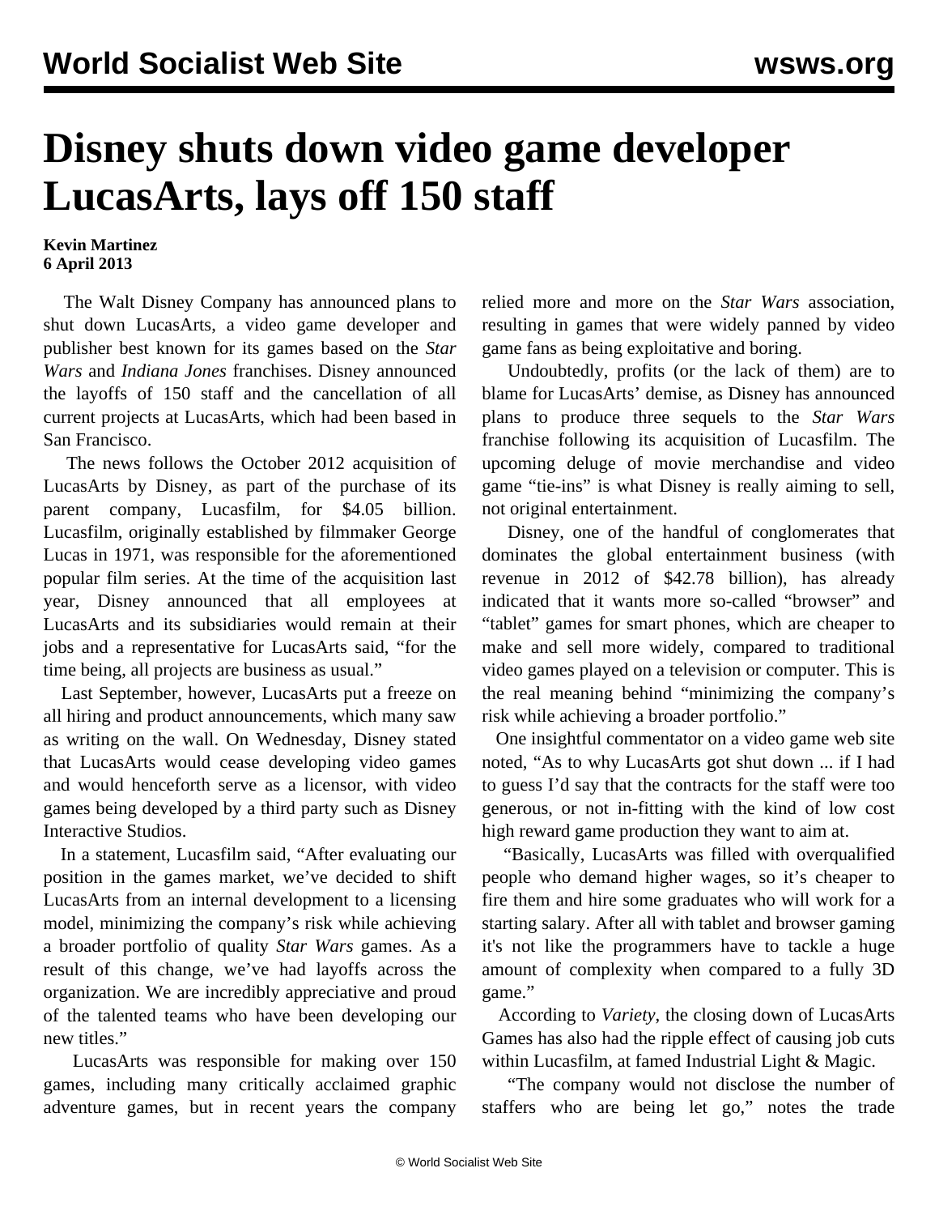# Disney shuts down video game developer LucasArts, lays off 150 staff

**Kevin Martinez**
**6 April 2013**

The Walt Disney Company has announced plans to shut down LucasArts, a video game developer and publisher best known for its games based on the *Star Wars* and *Indiana Jones* franchises. Disney announced the layoffs of 150 staff and the cancellation of all current projects at LucasArts, which had been based in San Francisco.

The news follows the October 2012 acquisition of LucasArts by Disney, as part of the purchase of its parent company, Lucasfilm, for $4.05 billion. Lucasfilm, originally established by filmmaker George Lucas in 1971, was responsible for the aforementioned popular film series. At the time of the acquisition last year, Disney announced that all employees at LucasArts and its subsidiaries would remain at their jobs and a representative for LucasArts said, "for the time being, all projects are business as usual."

Last September, however, LucasArts put a freeze on all hiring and product announcements, which many saw as writing on the wall. On Wednesday, Disney stated that LucasArts would cease developing video games and would henceforth serve as a licensor, with video games being developed by a third party such as Disney Interactive Studios.

In a statement, Lucasfilm said, "After evaluating our position in the games market, we've decided to shift LucasArts from an internal development to a licensing model, minimizing the company's risk while achieving a broader portfolio of quality *Star Wars* games. As a result of this change, we've had layoffs across the organization. We are incredibly appreciative and proud of the talented teams who have been developing our new titles."

LucasArts was responsible for making over 150 games, including many critically acclaimed graphic adventure games, but in recent years the company relied more and more on the *Star Wars* association, resulting in games that were widely panned by video game fans as being exploitative and boring.

Undoubtedly, profits (or the lack of them) are to blame for LucasArts' demise, as Disney has announced plans to produce three sequels to the *Star Wars* franchise following its acquisition of Lucasfilm. The upcoming deluge of movie merchandise and video game "tie-ins" is what Disney is really aiming to sell, not original entertainment.

Disney, one of the handful of conglomerates that dominates the global entertainment business (with revenue in 2012 of $42.78 billion), has already indicated that it wants more so-called "browser" and "tablet" games for smart phones, which are cheaper to make and sell more widely, compared to traditional video games played on a television or computer. This is the real meaning behind "minimizing the company's risk while achieving a broader portfolio."

One insightful commentator on a video game web site noted, "As to why LucasArts got shut down ... if I had to guess I'd say that the contracts for the staff were too generous, or not in-fitting with the kind of low cost high reward game production they want to aim at.

"Basically, LucasArts was filled with overqualified people who demand higher wages, so it's cheaper to fire them and hire some graduates who will work for a starting salary. After all with tablet and browser gaming it's not like the programmers have to tackle a huge amount of complexity when compared to a fully 3D game."

According to *Variety*, the closing down of LucasArts Games has also had the ripple effect of causing job cuts within Lucasfilm, at famed Industrial Light & Magic.

"The company would not disclose the number of staffers who are being let go," notes the trade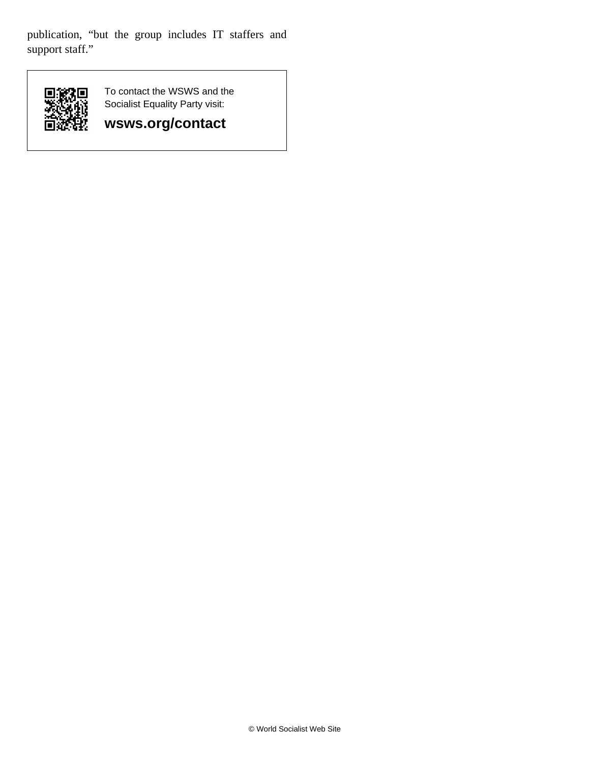publication, "but the group includes IT staffers and support staff."

To contact the WSWS and the Socialist Equality Party visit:

**wsws.org/contact**